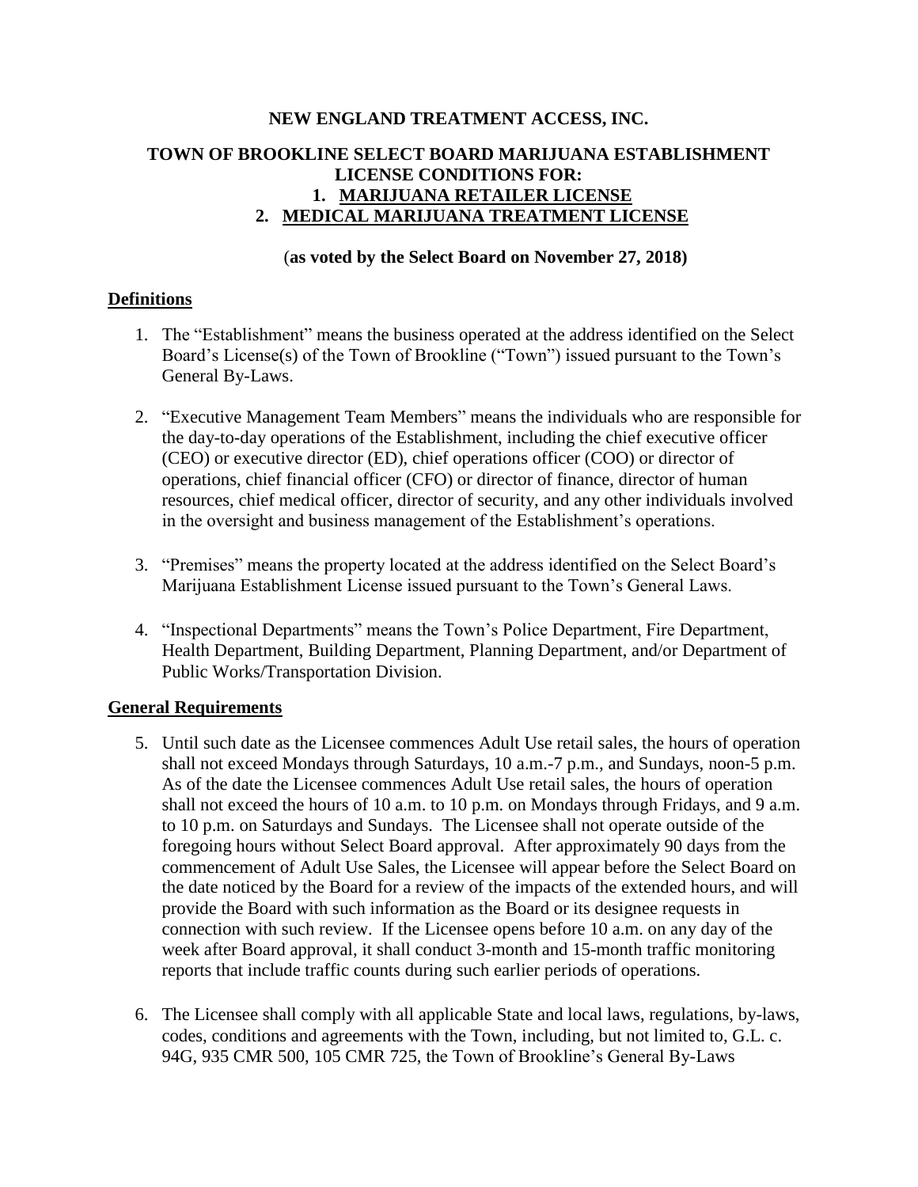**NEW ENGLAND TREATMENT ACCESS, INC.**

**TOWN OF BROOKLINE SELECT BOARD MARIJUANA ESTABLISHMENT LICENSE CONDITIONS FOR:**

1. **MARIJUANA RETAILER LICENSE**
2. **MEDICAL MARIJUANA TREATMENT LICENSE**

(**as voted by the Select Board on November 27, 2018)**

## Definitions

1. The "Establishment" means the business operated at the address identified on the Select Board's License(s) of the Town of Brookline ("Town") issued pursuant to the Town's General By-Laws.

2. "Executive Management Team Members" means the individuals who are responsible for the day-to-day operations of the Establishment, including the chief executive officer (CEO) or executive director (ED), chief operations officer (COO) or director of operations, chief financial officer (CFO) or director of finance, director of human resources, chief medical officer, director of security, and any other individuals involved in the oversight and business management of the Establishment's operations.

3. "Premises" means the property located at the address identified on the Select Board's Marijuana Establishment License issued pursuant to the Town's General Laws.

4. "Inspectional Departments" means the Town's Police Department, Fire Department, Health Department, Building Department, Planning Department, and/or Department of Public Works/Transportation Division.

## General Requirements

5. Until such date as the Licensee commences Adult Use retail sales, the hours of operation shall not exceed Mondays through Saturdays, 10 a.m.-7 p.m., and Sundays, noon-5 p.m. As of the date the Licensee commences Adult Use retail sales, the hours of operation shall not exceed the hours of 10 a.m. to 10 p.m. on Mondays through Fridays, and 9 a.m. to 10 p.m. on Saturdays and Sundays. The Licensee shall not operate outside of the foregoing hours without Select Board approval. After approximately 90 days from the commencement of Adult Use Sales, the Licensee will appear before the Select Board on the date noticed by the Board for a review of the impacts of the extended hours, and will provide the Board with such information as the Board or its designee requests in connection with such review. If the Licensee opens before 10 a.m. on any day of the week after Board approval, it shall conduct 3-month and 15-month traffic monitoring reports that include traffic counts during such earlier periods of operations.

6. The Licensee shall comply with all applicable State and local laws, regulations, by-laws, codes, conditions and agreements with the Town, including, but not limited to, G.L. c. 94G, 935 CMR 500, 105 CMR 725, the Town of Brookline's General By-Laws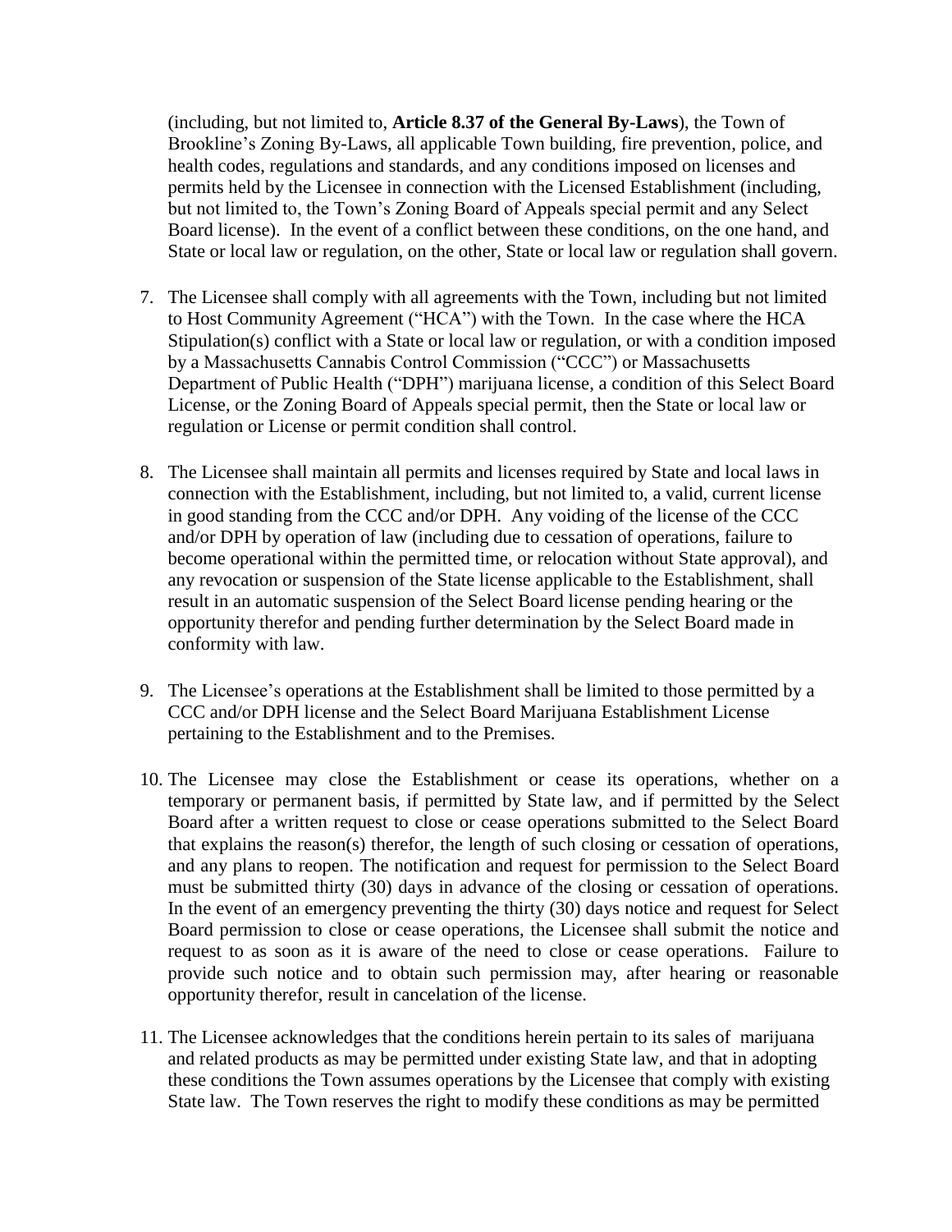(including, but not limited to, **Article 8.37 of the General By-Laws**), the Town of Brookline's Zoning By-Laws, all applicable Town building, fire prevention, police, and health codes, regulations and standards, and any conditions imposed on licenses and permits held by the Licensee in connection with the Licensed Establishment (including, but not limited to, the Town's Zoning Board of Appeals special permit and any Select Board license). In the event of a conflict between these conditions, on the one hand, and State or local law or regulation, on the other, State or local law or regulation shall govern.

7. The Licensee shall comply with all agreements with the Town, including but not limited to Host Community Agreement ("HCA") with the Town. In the case where the HCA Stipulation(s) conflict with a State or local law or regulation, or with a condition imposed by a Massachusetts Cannabis Control Commission ("CCC") or Massachusetts Department of Public Health ("DPH") marijuana license, a condition of this Select Board License, or the Zoning Board of Appeals special permit, then the State or local law or regulation or License or permit condition shall control.

8. The Licensee shall maintain all permits and licenses required by State and local laws in connection with the Establishment, including, but not limited to, a valid, current license in good standing from the CCC and/or DPH. Any voiding of the license of the CCC and/or DPH by operation of law (including due to cessation of operations, failure to become operational within the permitted time, or relocation without State approval), and any revocation or suspension of the State license applicable to the Establishment, shall result in an automatic suspension of the Select Board license pending hearing or the opportunity therefor and pending further determination by the Select Board made in conformity with law.

9. The Licensee's operations at the Establishment shall be limited to those permitted by a CCC and/or DPH license and the Select Board Marijuana Establishment License pertaining to the Establishment and to the Premises.

10. The Licensee may close the Establishment or cease its operations, whether on a temporary or permanent basis, if permitted by State law, and if permitted by the Select Board after a written request to close or cease operations submitted to the Select Board that explains the reason(s) therefor, the length of such closing or cessation of operations, and any plans to reopen. The notification and request for permission to the Select Board must be submitted thirty (30) days in advance of the closing or cessation of operations. In the event of an emergency preventing the thirty (30) days notice and request for Select Board permission to close or cease operations, the Licensee shall submit the notice and request to as soon as it is aware of the need to close or cease operations. Failure to provide such notice and to obtain such permission may, after hearing or reasonable opportunity therefor, result in cancelation of the license.

11. The Licensee acknowledges that the conditions herein pertain to its sales of marijuana and related products as may be permitted under existing State law, and that in adopting these conditions the Town assumes operations by the Licensee that comply with existing State law. The Town reserves the right to modify these conditions as may be permitted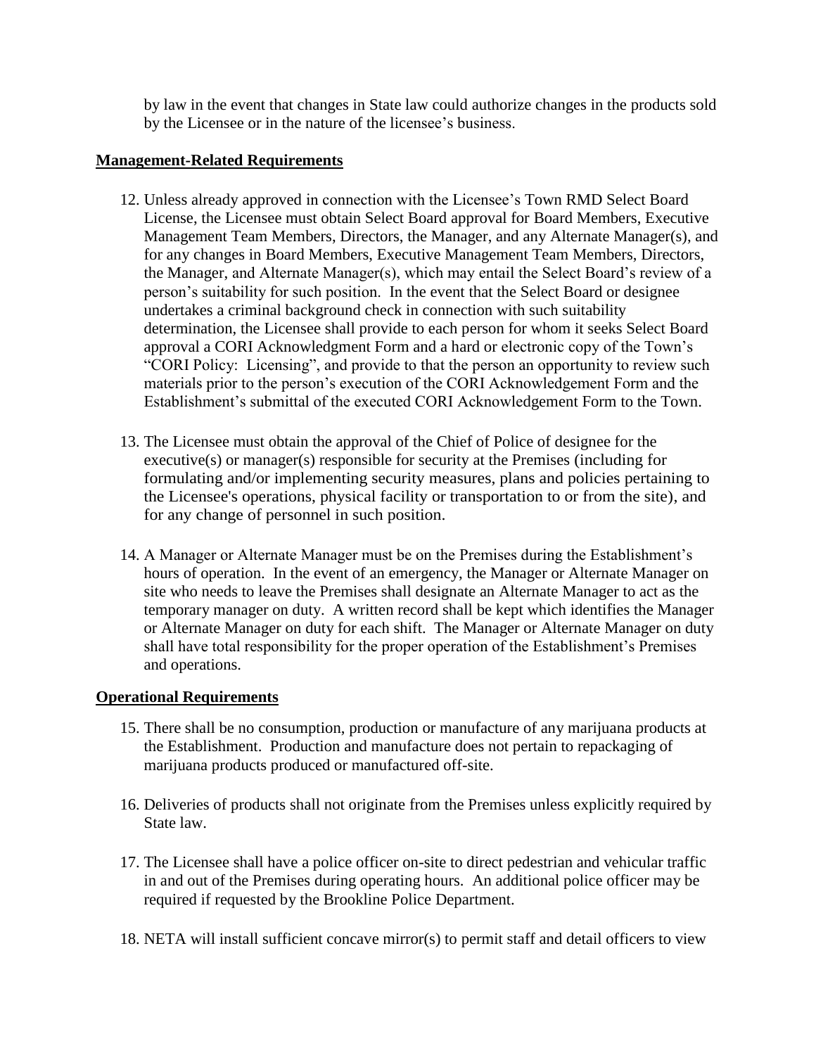by law in the event that changes in State law could authorize changes in the products sold by the Licensee or in the nature of the licensee's business.

**Management-Related Requirements**

12. Unless already approved in connection with the Licensee's Town RMD Select Board License, the Licensee must obtain Select Board approval for Board Members, Executive Management Team Members, Directors, the Manager, and any Alternate Manager(s), and for any changes in Board Members, Executive Management Team Members, Directors, the Manager, and Alternate Manager(s), which may entail the Select Board's review of a person's suitability for such position. In the event that the Select Board or designee undertakes a criminal background check in connection with such suitability determination, the Licensee shall provide to each person for whom it seeks Select Board approval a CORI Acknowledgment Form and a hard or electronic copy of the Town's "CORI Policy: Licensing", and provide to that the person an opportunity to review such materials prior to the person's execution of the CORI Acknowledgement Form and the Establishment's submittal of the executed CORI Acknowledgement Form to the Town.

13. The Licensee must obtain the approval of the Chief of Police of designee for the executive(s) or manager(s) responsible for security at the Premises (including for formulating and/or implementing security measures, plans and policies pertaining to the Licensee's operations, physical facility or transportation to or from the site), and for any change of personnel in such position.

14. A Manager or Alternate Manager must be on the Premises during the Establishment's hours of operation. In the event of an emergency, the Manager or Alternate Manager on site who needs to leave the Premises shall designate an Alternate Manager to act as the temporary manager on duty. A written record shall be kept which identifies the Manager or Alternate Manager on duty for each shift. The Manager or Alternate Manager on duty shall have total responsibility for the proper operation of the Establishment's Premises and operations.

**Operational Requirements**

15. There shall be no consumption, production or manufacture of any marijuana products at the Establishment. Production and manufacture does not pertain to repackaging of marijuana products produced or manufactured off-site.

16. Deliveries of products shall not originate from the Premises unless explicitly required by State law.

17. The Licensee shall have a police officer on-site to direct pedestrian and vehicular traffic in and out of the Premises during operating hours. An additional police officer may be required if requested by the Brookline Police Department.

18. NETA will install sufficient concave mirror(s) to permit staff and detail officers to view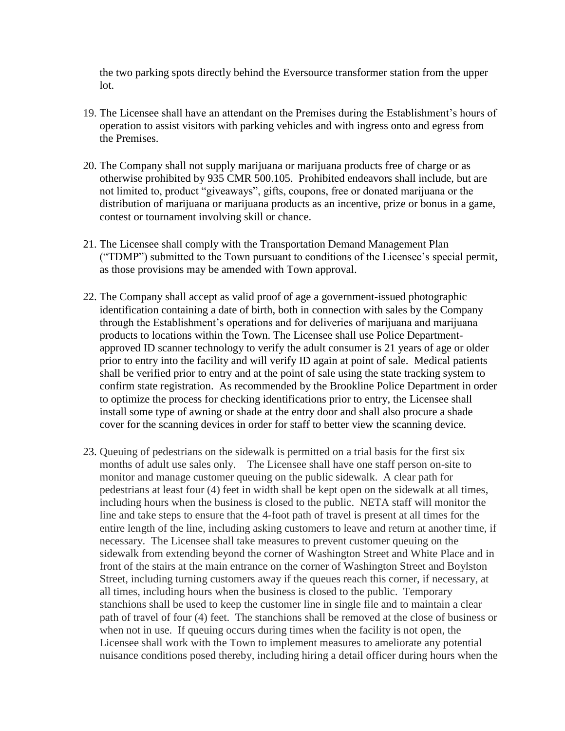the two parking spots directly behind the Eversource transformer station from the upper lot.

19. The Licensee shall have an attendant on the Premises during the Establishment's hours of operation to assist visitors with parking vehicles and with ingress onto and egress from the Premises.

20. The Company shall not supply marijuana or marijuana products free of charge or as otherwise prohibited by 935 CMR 500.105. Prohibited endeavors shall include, but are not limited to, product "giveaways", gifts, coupons, free or donated marijuana or the distribution of marijuana or marijuana products as an incentive, prize or bonus in a game, contest or tournament involving skill or chance.

21. The Licensee shall comply with the Transportation Demand Management Plan ("TDMP") submitted to the Town pursuant to conditions of the Licensee's special permit, as those provisions may be amended with Town approval.

22. The Company shall accept as valid proof of age a government-issued photographic identification containing a date of birth, both in connection with sales by the Company through the Establishment's operations and for deliveries of marijuana and marijuana products to locations within the Town. The Licensee shall use Police Department-approved ID scanner technology to verify the adult consumer is 21 years of age or older prior to entry into the facility and will verify ID again at point of sale. Medical patients shall be verified prior to entry and at the point of sale using the state tracking system to confirm state registration. As recommended by the Brookline Police Department in order to optimize the process for checking identifications prior to entry, the Licensee shall install some type of awning or shade at the entry door and shall also procure a shade cover for the scanning devices in order for staff to better view the scanning device.

23. Queuing of pedestrians on the sidewalk is permitted on a trial basis for the first six months of adult use sales only. The Licensee shall have one staff person on-site to monitor and manage customer queuing on the public sidewalk. A clear path for pedestrians at least four (4) feet in width shall be kept open on the sidewalk at all times, including hours when the business is closed to the public. NETA staff will monitor the line and take steps to ensure that the 4-foot path of travel is present at all times for the entire length of the line, including asking customers to leave and return at another time, if necessary. The Licensee shall take measures to prevent customer queuing on the sidewalk from extending beyond the corner of Washington Street and White Place and in front of the stairs at the main entrance on the corner of Washington Street and Boylston Street, including turning customers away if the queues reach this corner, if necessary, at all times, including hours when the business is closed to the public. Temporary stanchions shall be used to keep the customer line in single file and to maintain a clear path of travel of four (4) feet. The stanchions shall be removed at the close of business or when not in use. If queuing occurs during times when the facility is not open, the Licensee shall work with the Town to implement measures to ameliorate any potential nuisance conditions posed thereby, including hiring a detail officer during hours when the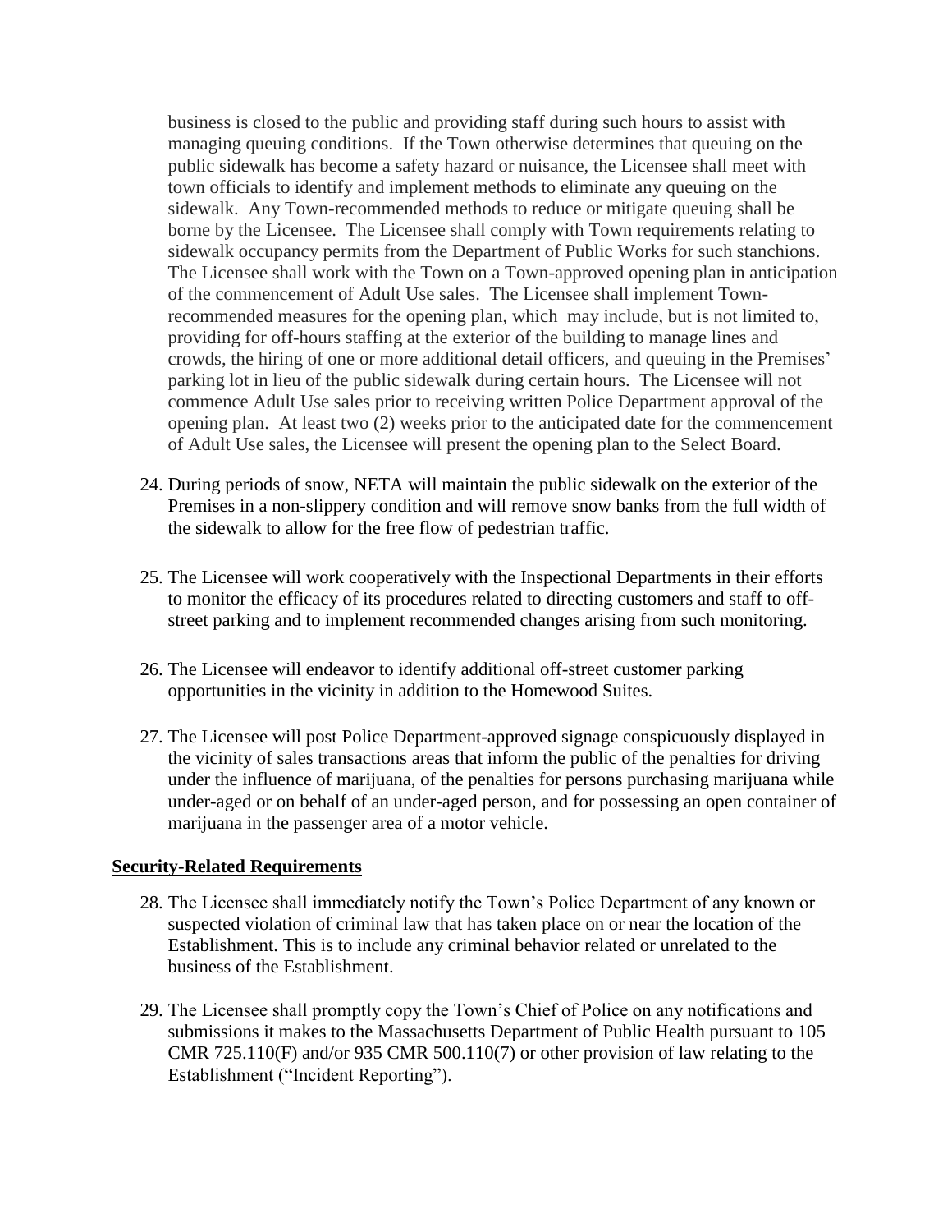business is closed to the public and providing staff during such hours to assist with managing queuing conditions. If the Town otherwise determines that queuing on the public sidewalk has become a safety hazard or nuisance, the Licensee shall meet with town officials to identify and implement methods to eliminate any queuing on the sidewalk. Any Town-recommended methods to reduce or mitigate queuing shall be borne by the Licensee. The Licensee shall comply with Town requirements relating to sidewalk occupancy permits from the Department of Public Works for such stanchions. The Licensee shall work with the Town on a Town-approved opening plan in anticipation of the commencement of Adult Use sales. The Licensee shall implement Town-recommended measures for the opening plan, which may include, but is not limited to, providing for off-hours staffing at the exterior of the building to manage lines and crowds, the hiring of one or more additional detail officers, and queuing in the Premises' parking lot in lieu of the public sidewalk during certain hours. The Licensee will not commence Adult Use sales prior to receiving written Police Department approval of the opening plan. At least two (2) weeks prior to the anticipated date for the commencement of Adult Use sales, the Licensee will present the opening plan to the Select Board.

24. During periods of snow, NETA will maintain the public sidewalk on the exterior of the Premises in a non-slippery condition and will remove snow banks from the full width of the sidewalk to allow for the free flow of pedestrian traffic.

25. The Licensee will work cooperatively with the Inspectional Departments in their efforts to monitor the efficacy of its procedures related to directing customers and staff to off-street parking and to implement recommended changes arising from such monitoring.

26. The Licensee will endeavor to identify additional off-street customer parking opportunities in the vicinity in addition to the Homewood Suites.

27. The Licensee will post Police Department-approved signage conspicuously displayed in the vicinity of sales transactions areas that inform the public of the penalties for driving under the influence of marijuana, of the penalties for persons purchasing marijuana while under-aged or on behalf of an under-aged person, and for possessing an open container of marijuana in the passenger area of a motor vehicle.

## Security-Related Requirements

28. The Licensee shall immediately notify the Town's Police Department of any known or suspected violation of criminal law that has taken place on or near the location of the Establishment. This is to include any criminal behavior related or unrelated to the business of the Establishment.

29. The Licensee shall promptly copy the Town's Chief of Police on any notifications and submissions it makes to the Massachusetts Department of Public Health pursuant to 105 CMR 725.110(F) and/or 935 CMR 500.110(7) or other provision of law relating to the Establishment ("Incident Reporting").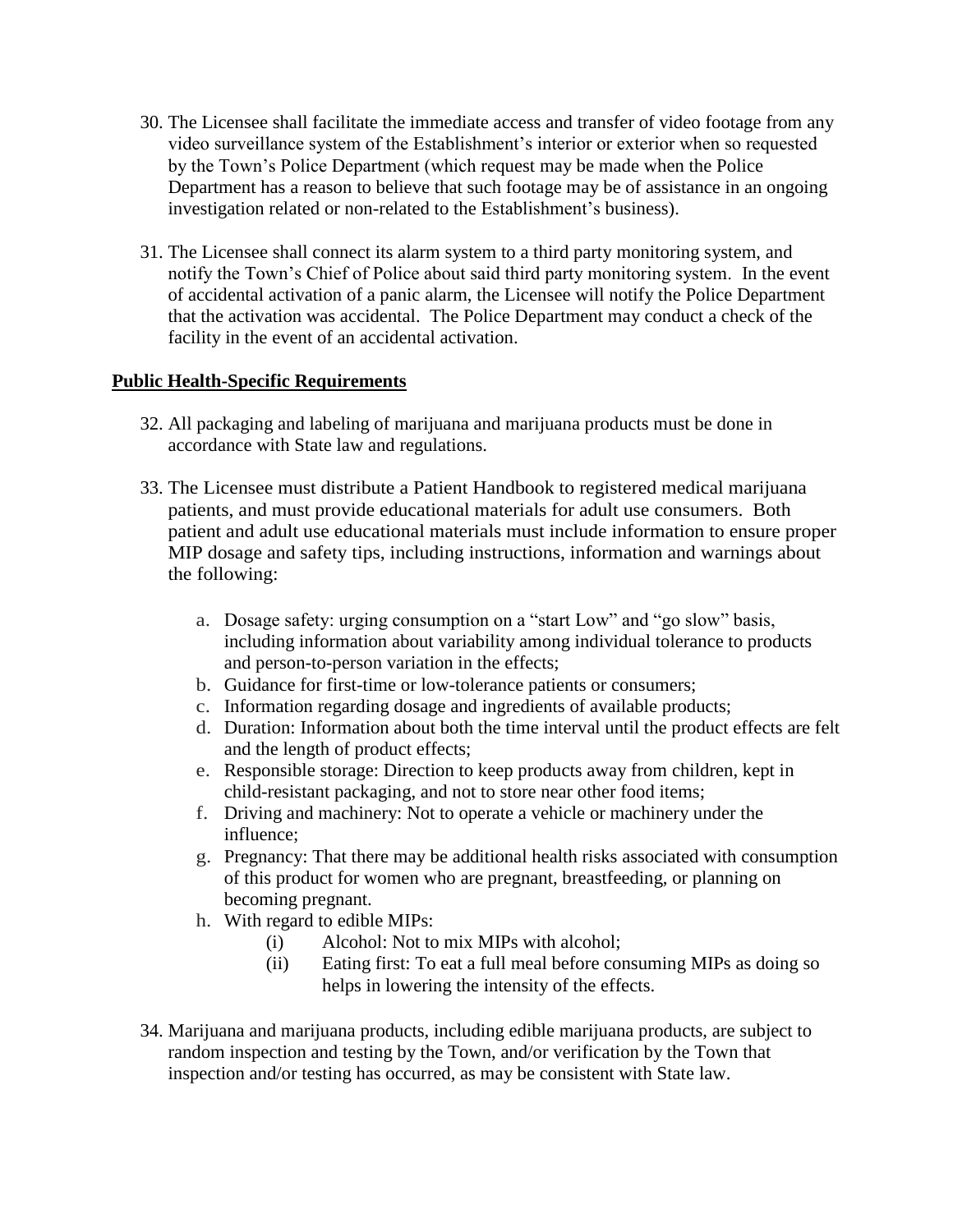30. The Licensee shall facilitate the immediate access and transfer of video footage from any video surveillance system of the Establishment's interior or exterior when so requested by the Town's Police Department (which request may be made when the Police Department has a reason to believe that such footage may be of assistance in an ongoing investigation related or non-related to the Establishment's business).

31. The Licensee shall connect its alarm system to a third party monitoring system, and notify the Town's Chief of Police about said third party monitoring system. In the event of accidental activation of a panic alarm, the Licensee will notify the Police Department that the activation was accidental. The Police Department may conduct a check of the facility in the event of an accidental activation.

## Public Health-Specific Requirements

32. All packaging and labeling of marijuana and marijuana products must be done in accordance with State law and regulations.

33. The Licensee must distribute a Patient Handbook to registered medical marijuana patients, and must provide educational materials for adult use consumers. Both patient and adult use educational materials must include information to ensure proper MIP dosage and safety tips, including instructions, information and warnings about the following:

    a. Dosage safety: urging consumption on a "start Low" and "go slow" basis, including information about variability among individual tolerance to products and person-to-person variation in the effects;
    b. Guidance for first-time or low-tolerance patients or consumers;
    c. Information regarding dosage and ingredients of available products;
    d. Duration: Information about both the time interval until the product effects are felt and the length of product effects;
    e. Responsible storage: Direction to keep products away from children, kept in child-resistant packaging, and not to store near other food items;
    f. Driving and machinery: Not to operate a vehicle or machinery under the influence;
    g. Pregnancy: That there may be additional health risks associated with consumption of this product for women who are pregnant, breastfeeding, or planning on becoming pregnant.
    h. With regard to edible MIPs:
        (i) Alcohol: Not to mix MIPs with alcohol;
        (ii) Eating first: To eat a full meal before consuming MIPs as doing so helps in lowering the intensity of the effects.

34. Marijuana and marijuana products, including edible marijuana products, are subject to random inspection and testing by the Town, and/or verification by the Town that inspection and/or testing has occurred, as may be consistent with State law.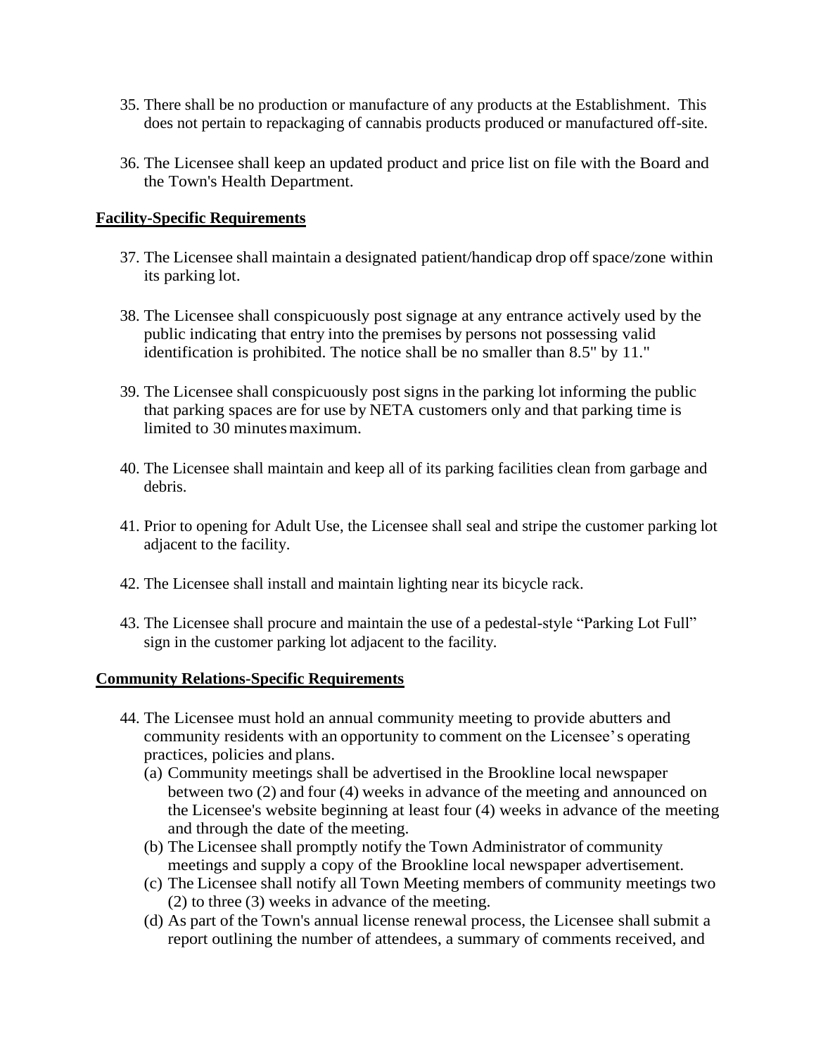35. There shall be no production or manufacture of any products at the Establishment. This does not pertain to repackaging of cannabis products produced or manufactured off-site.

36. The Licensee shall keep an updated product and price list on file with the Board and the Town's Health Department.

**Facility-Specific Requirements**

37. The Licensee shall maintain a designated patient/handicap drop off space/zone within its parking lot.

38. The Licensee shall conspicuously post signage at any entrance actively used by the public indicating that entry into the premises by persons not possessing valid identification is prohibited. The notice shall be no smaller than 8.5" by 11."

39. The Licensee shall conspicuously post signs in the parking lot informing the public that parking spaces are for use by NETA customers only and that parking time is limited to 30 minutes maximum.

40. The Licensee shall maintain and keep all of its parking facilities clean from garbage and debris.

41. Prior to opening for Adult Use, the Licensee shall seal and stripe the customer parking lot adjacent to the facility.

42. The Licensee shall install and maintain lighting near its bicycle rack.

43. The Licensee shall procure and maintain the use of a pedestal-style "Parking Lot Full" sign in the customer parking lot adjacent to the facility.

**Community Relations-Specific Requirements**

44. The Licensee must hold an annual community meeting to provide abutters and community residents with an opportunity to comment on the Licensee's operating practices, policies and plans.
    (a) Community meetings shall be advertised in the Brookline local newspaper between two (2) and four (4) weeks in advance of the meeting and announced on the Licensee's website beginning at least four (4) weeks in advance of the meeting and through the date of the meeting.
    (b) The Licensee shall promptly notify the Town Administrator of community meetings and supply a copy of the Brookline local newspaper advertisement.
    (c) The Licensee shall notify all Town Meeting members of community meetings two (2) to three (3) weeks in advance of the meeting.
    (d) As part of the Town's annual license renewal process, the Licensee shall submit a report outlining the number of attendees, a summary of comments received, and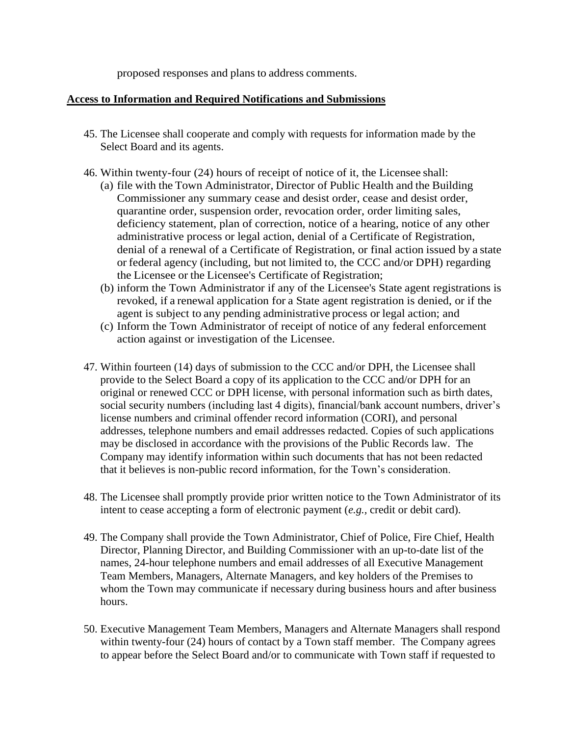proposed responses and plans to address comments.

**Access to Information and Required Notifications and Submissions**

45. The Licensee shall cooperate and comply with requests for information made by the Select Board and its agents.

46. Within twenty-four (24) hours of receipt of notice of it, the Licensee shall:
    (a) file with the Town Administrator, Director of Public Health and the Building Commissioner any summary cease and desist order, cease and desist order, quarantine order, suspension order, revocation order, order limiting sales, deficiency statement, plan of correction, notice of a hearing, notice of any other administrative process or legal action, denial of a Certificate of Registration, denial of a renewal of a Certificate of Registration, or final action issued by a state or federal agency (including, but not limited to, the CCC and/or DPH) regarding the Licensee or the Licensee's Certificate of Registration;
    (b) inform the Town Administrator if any of the Licensee's State agent registrations is revoked, if a renewal application for a State agent registration is denied, or if the agent is subject to any pending administrative process or legal action; and
    (c) Inform the Town Administrator of receipt of notice of any federal enforcement action against or investigation of the Licensee.

47. Within fourteen (14) days of submission to the CCC and/or DPH, the Licensee shall provide to the Select Board a copy of its application to the CCC and/or DPH for an original or renewed CCC or DPH license, with personal information such as birth dates, social security numbers (including last 4 digits), financial/bank account numbers, driver's license numbers and criminal offender record information (CORI), and personal addresses, telephone numbers and email addresses redacted. Copies of such applications may be disclosed in accordance with the provisions of the Public Records law. The Company may identify information within such documents that has not been redacted that it believes is non-public record information, for the Town's consideration.

48. The Licensee shall promptly provide prior written notice to the Town Administrator of its intent to cease accepting a form of electronic payment (*e.g.*, credit or debit card).

49. The Company shall provide the Town Administrator, Chief of Police, Fire Chief, Health Director, Planning Director, and Building Commissioner with an up-to-date list of the names, 24-hour telephone numbers and email addresses of all Executive Management Team Members, Managers, Alternate Managers, and key holders of the Premises to whom the Town may communicate if necessary during business hours and after business hours.

50. Executive Management Team Members, Managers and Alternate Managers shall respond within twenty-four (24) hours of contact by a Town staff member. The Company agrees to appear before the Select Board and/or to communicate with Town staff if requested to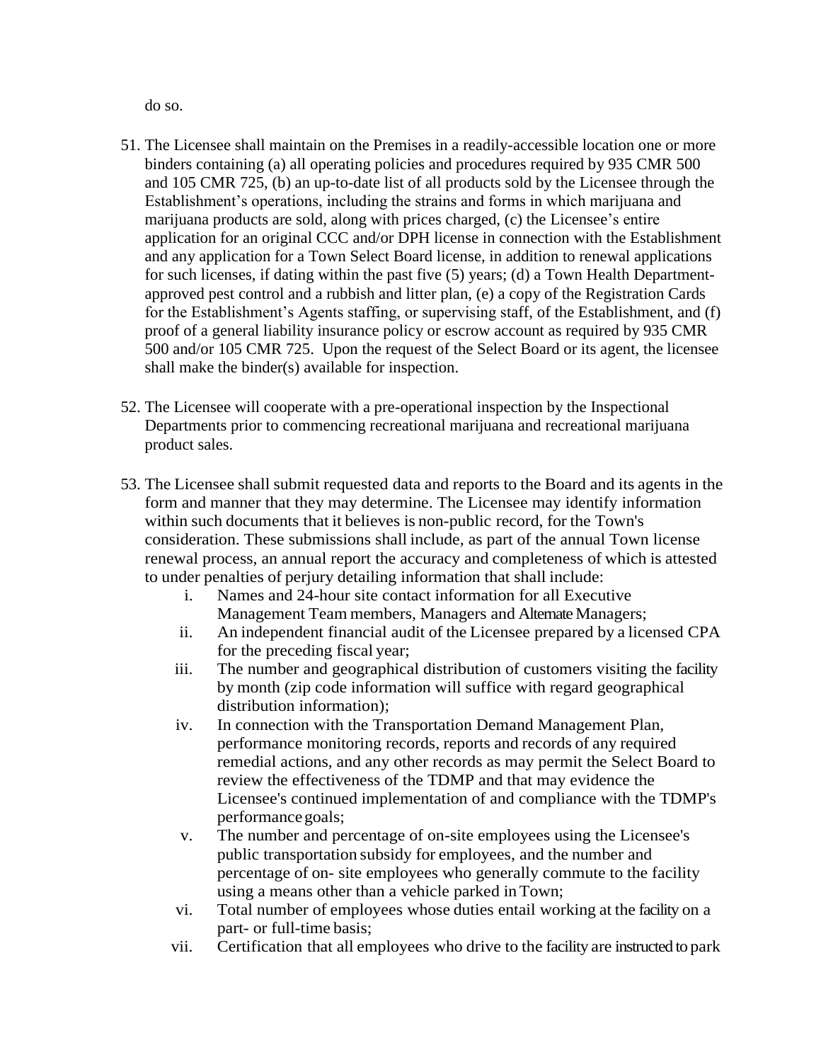do so.

51. The Licensee shall maintain on the Premises in a readily-accessible location one or more binders containing (a) all operating policies and procedures required by 935 CMR 500 and 105 CMR 725, (b) an up-to-date list of all products sold by the Licensee through the Establishment's operations, including the strains and forms in which marijuana and marijuana products are sold, along with prices charged, (c) the Licensee's entire application for an original CCC and/or DPH license in connection with the Establishment and any application for a Town Select Board license, in addition to renewal applications for such licenses, if dating within the past five (5) years; (d) a Town Health Department-approved pest control and a rubbish and litter plan, (e) a copy of the Registration Cards for the Establishment's Agents staffing, or supervising staff, of the Establishment, and (f) proof of a general liability insurance policy or escrow account as required by 935 CMR 500 and/or 105 CMR 725. Upon the request of the Select Board or its agent, the licensee shall make the binder(s) available for inspection.

52. The Licensee will cooperate with a pre-operational inspection by the Inspectional Departments prior to commencing recreational marijuana and recreational marijuana product sales.

53. The Licensee shall submit requested data and reports to the Board and its agents in the form and manner that they may determine. The Licensee may identify information within such documents that it believes is non-public record, for the Town's consideration. These submissions shall include, as part of the annual Town license renewal process, an annual report the accuracy and completeness of which is attested to under penalties of perjury detailing information that shall include:
    i. Names and 24-hour site contact information for all Executive Management Team members, Managers and Alternate Managers;
    ii. An independent financial audit of the Licensee prepared by a licensed CPA for the preceding fiscal year;
    iii. The number and geographical distribution of customers visiting the facility by month (zip code information will suffice with regard geographical distribution information);
    iv. In connection with the Transportation Demand Management Plan, performance monitoring records, reports and records of any required remedial actions, and any other records as may permit the Select Board to review the effectiveness of the TDMP and that may evidence the Licensee's continued implementation of and compliance with the TDMP's performance goals;
    v. The number and percentage of on-site employees using the Licensee's public transportation subsidy for employees, and the number and percentage of on- site employees who generally commute to the facility using a means other than a vehicle parked in Town;
    vi. Total number of employees whose duties entail working at the facility on a part- or full-time basis;
    vii. Certification that all employees who drive to the facility are instructed to park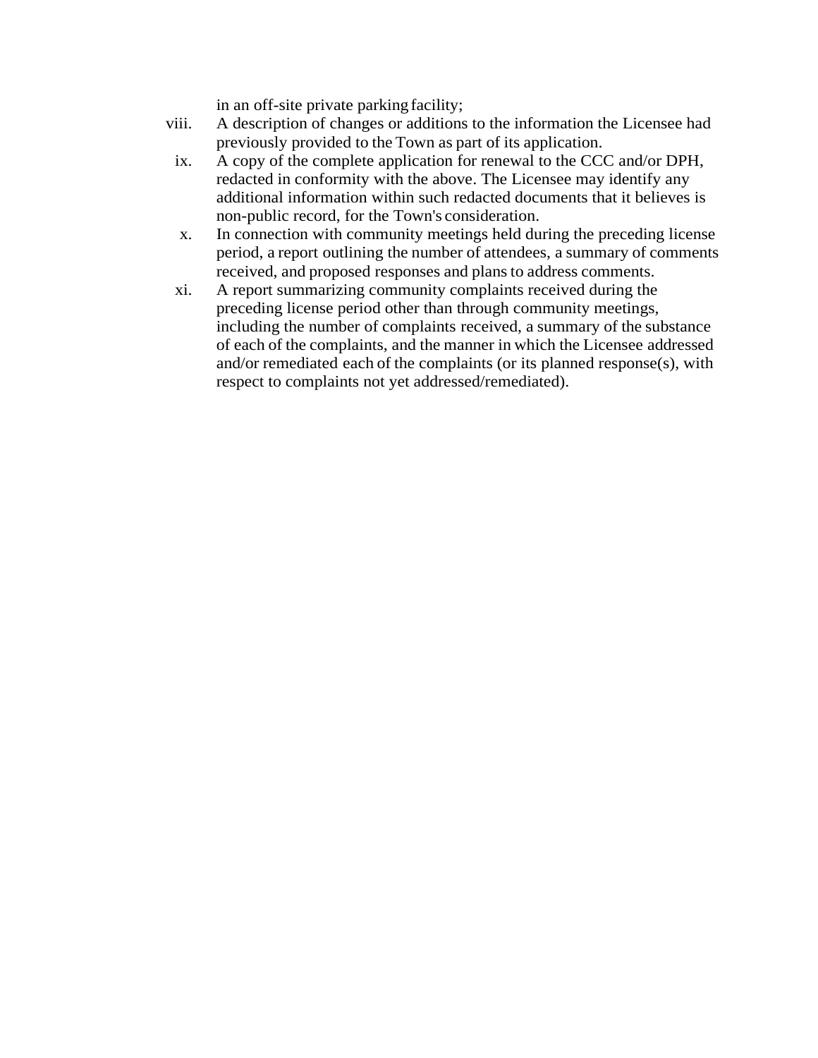in an off-site private parking facility;

viii. A description of changes or additions to the information the Licensee had previously provided to the Town as part of its application.

ix. A copy of the complete application for renewal to the CCC and/or DPH, redacted in conformity with the above. The Licensee may identify any additional information within such redacted documents that it believes is non-public record, for the Town's consideration.

x. In connection with community meetings held during the preceding license period, a report outlining the number of attendees, a summary of comments received, and proposed responses and plans to address comments.

xi. A report summarizing community complaints received during the preceding license period other than through community meetings, including the number of complaints received, a summary of the substance of each of the complaints, and the manner in which the Licensee addressed and/or remediated each of the complaints (or its planned response(s), with respect to complaints not yet addressed/remediated).